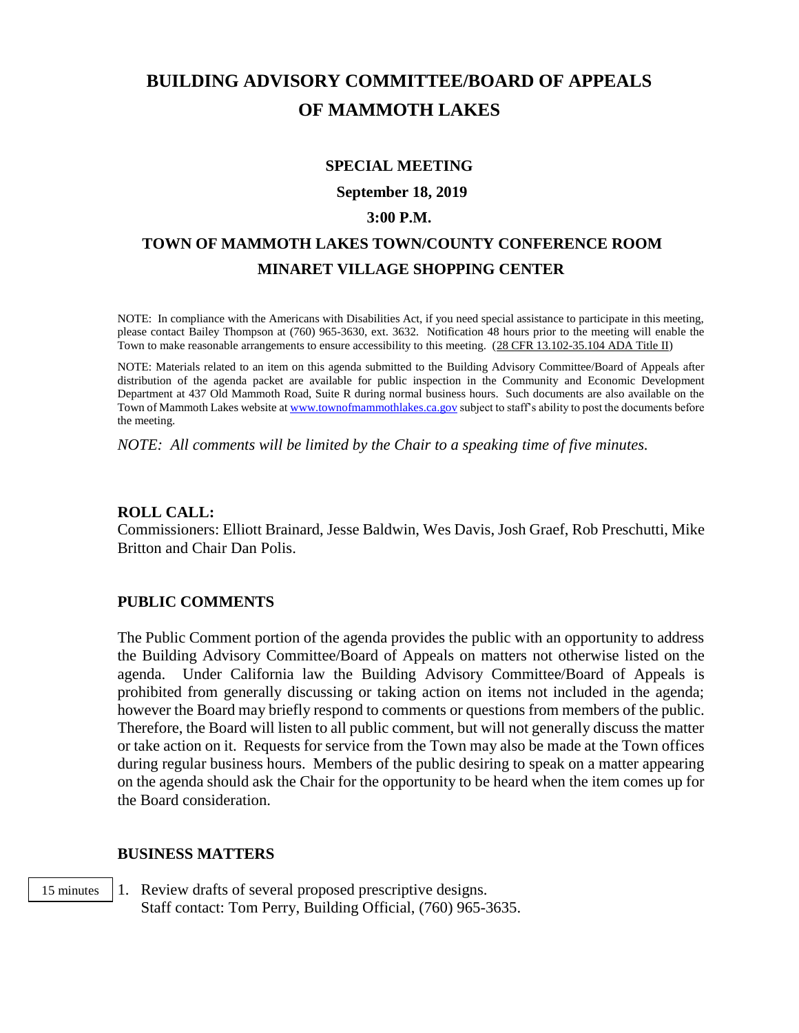# BUILDING ADVISORY COMMITTEE/BOARD OF APPEALS OF MAMMOTH LAKES

**SPECIAL MEETING**

**September 18, 2019**

**3:00 P.M.**

**TOWN OF MAMMOTH LAKES TOWN/COUNTY CONFERENCE ROOM**
**MINARET VILLAGE SHOPPING CENTER**

NOTE: In compliance with the Americans with Disabilities Act, if you need special assistance to participate in this meeting, please contact Bailey Thompson at (760) 965-3630, ext. 3632. Notification 48 hours prior to the meeting will enable the Town to make reasonable arrangements to ensure accessibility to this meeting. (28 CFR 13.102-35.104 ADA Title II)

NOTE: Materials related to an item on this agenda submitted to the Building Advisory Committee/Board of Appeals after distribution of the agenda packet are available for public inspection in the Community and Economic Development Department at 437 Old Mammoth Road, Suite R during normal business hours. Such documents are also available on the Town of Mammoth Lakes website at www.townofmammothlakes.ca.gov subject to staff's ability to post the documents before the meeting.

*NOTE: All comments will be limited by the Chair to a speaking time of five minutes.*

**ROLL CALL:**
Commissioners: Elliott Brainard, Jesse Baldwin, Wes Davis, Josh Graef, Rob Preschutti, Mike Britton and Chair Dan Polis.

**PUBLIC COMMENTS**

The Public Comment portion of the agenda provides the public with an opportunity to address the Building Advisory Committee/Board of Appeals on matters not otherwise listed on the agenda. Under California law the Building Advisory Committee/Board of Appeals is prohibited from generally discussing or taking action on items not included in the agenda; however the Board may briefly respond to comments or questions from members of the public. Therefore, the Board will listen to all public comment, but will not generally discuss the matter or take action on it. Requests for service from the Town may also be made at the Town offices during regular business hours. Members of the public desiring to speak on a matter appearing on the agenda should ask the Chair for the opportunity to be heard when the item comes up for the Board consideration.

**BUSINESS MATTERS**

15 minutes

1. Review drafts of several proposed prescriptive designs.
   Staff contact: Tom Perry, Building Official, (760) 965-3635.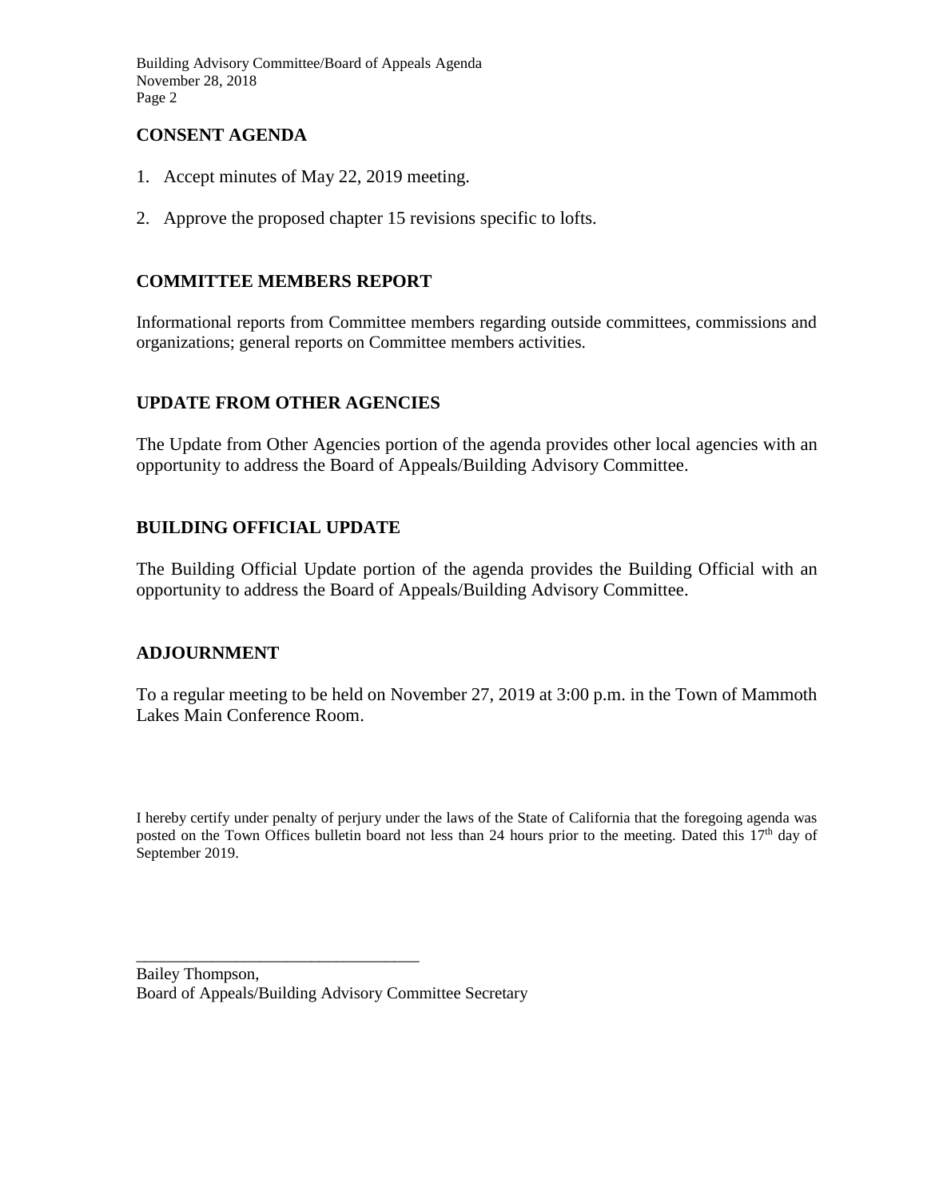## CONSENT AGENDA

1. Accept minutes of May 22, 2019 meeting.
2. Approve the proposed chapter 15 revisions specific to lofts.

## COMMITTEE MEMBERS REPORT

Informational reports from Committee members regarding outside committees, commissions and organizations; general reports on Committee members activities.

## UPDATE FROM OTHER AGENCIES

The Update from Other Agencies portion of the agenda provides other local agencies with an opportunity to address the Board of Appeals/Building Advisory Committee.

## BUILDING OFFICIAL UPDATE

The Building Official Update portion of the agenda provides the Building Official with an opportunity to address the Board of Appeals/Building Advisory Committee.

## ADJOURNMENT

To a regular meeting to be held on November 27, 2019 at 3:00 p.m. in the Town of Mammoth Lakes Main Conference Room.

I hereby certify under penalty of perjury under the laws of the State of California that the foregoing agenda was posted on the Town Offices bulletin board not less than 24 hours prior to the meeting. Dated this 17th day of September 2019.

___________________________________

Bailey Thompson,
Board of Appeals/Building Advisory Committee Secretary